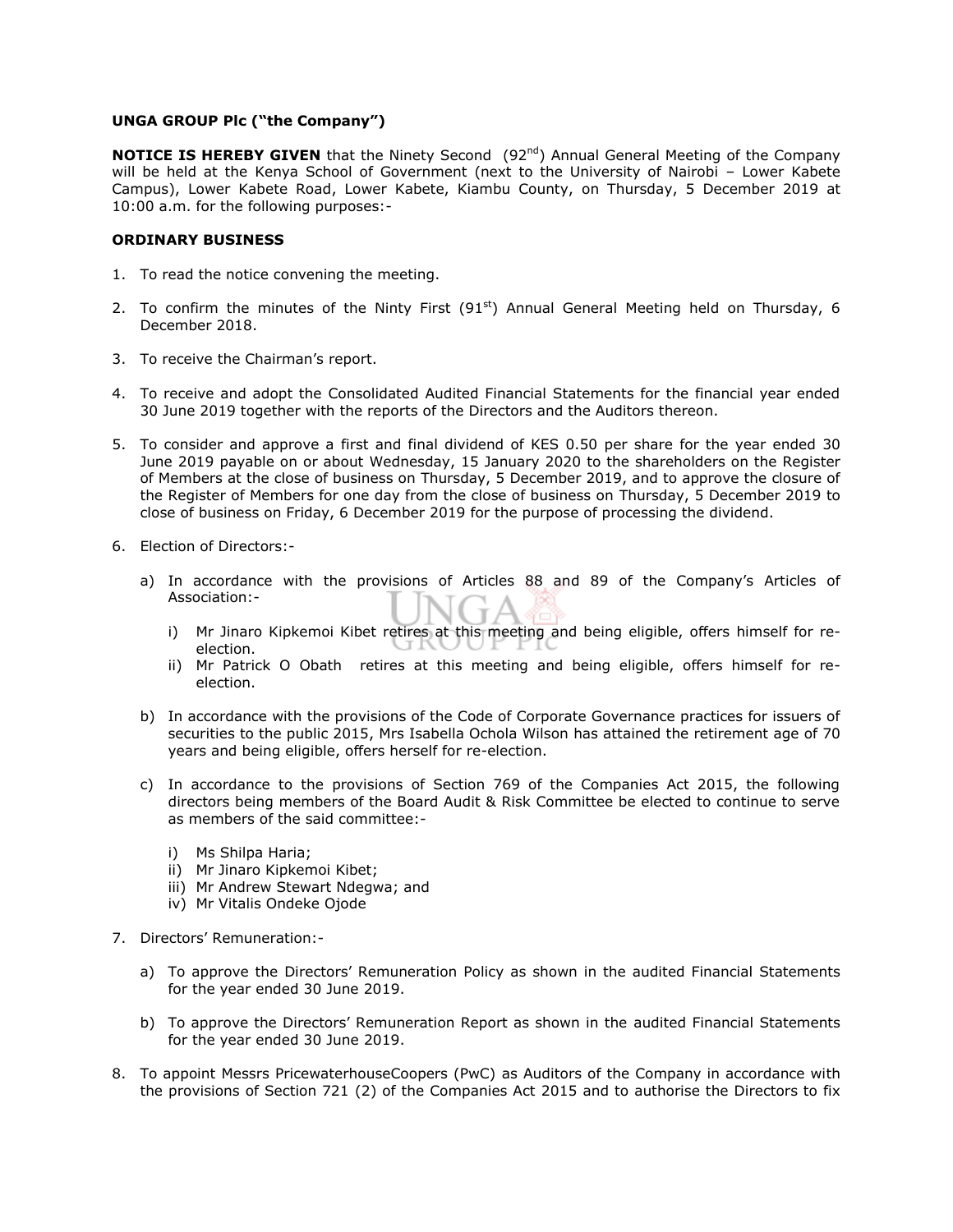**UNGA GROUP Plc ("the Company")**

**NOTICE IS HEREBY GIVEN** that the Ninety Second (92nd) Annual General Meeting of the Company will be held at the Kenya School of Government (next to the University of Nairobi – Lower Kabete Campus), Lower Kabete Road, Lower Kabete, Kiambu County, on Thursday, 5 December 2019 at 10:00 a.m. for the following purposes:-

**ORDINARY BUSINESS**

1. To read the notice convening the meeting.

2. To confirm the minutes of the Ninty First (91st) Annual General Meeting held on Thursday, 6 December 2018.

3. To receive the Chairman's report.

4. To receive and adopt the Consolidated Audited Financial Statements for the financial year ended 30 June 2019 together with the reports of the Directors and the Auditors thereon.

5. To consider and approve a first and final dividend of KES 0.50 per share for the year ended 30 June 2019 payable on or about Wednesday, 15 January 2020 to the shareholders on the Register of Members at the close of business on Thursday, 5 December 2019, and to approve the closure of the Register of Members for one day from the close of business on Thursday, 5 December 2019 to close of business on Friday, 6 December 2019 for the purpose of processing the dividend.

6. Election of Directors:-

   a) In accordance with the provisions of Articles 88 and 89 of the Company's Articles of Association:-

      i) Mr Jinaro Kipkemoi Kibet retires at this meeting and being eligible, offers himself for re-election.
      ii) Mr Patrick O Obath retires at this meeting and being eligible, offers himself for re-election.

   b) In accordance with the provisions of the Code of Corporate Governance practices for issuers of securities to the public 2015, Mrs Isabella Ochola Wilson has attained the retirement age of 70 years and being eligible, offers herself for re-election.

   c) In accordance to the provisions of Section 769 of the Companies Act 2015, the following directors being members of the Board Audit & Risk Committee be elected to continue to serve as members of the said committee:-

      i) Ms Shilpa Haria;
      ii) Mr Jinaro Kipkemoi Kibet;
      iii) Mr Andrew Stewart Ndegwa; and
      iv) Mr Vitalis Ondeke Ojode

7. Directors' Remuneration:-

   a) To approve the Directors' Remuneration Policy as shown in the audited Financial Statements for the year ended 30 June 2019.

   b) To approve the Directors' Remuneration Report as shown in the audited Financial Statements for the year ended 30 June 2019.

8. To appoint Messrs PricewaterhouseCoopers (PwC) as Auditors of the Company in accordance with the provisions of Section 721 (2) of the Companies Act 2015 and to authorise the Directors to fix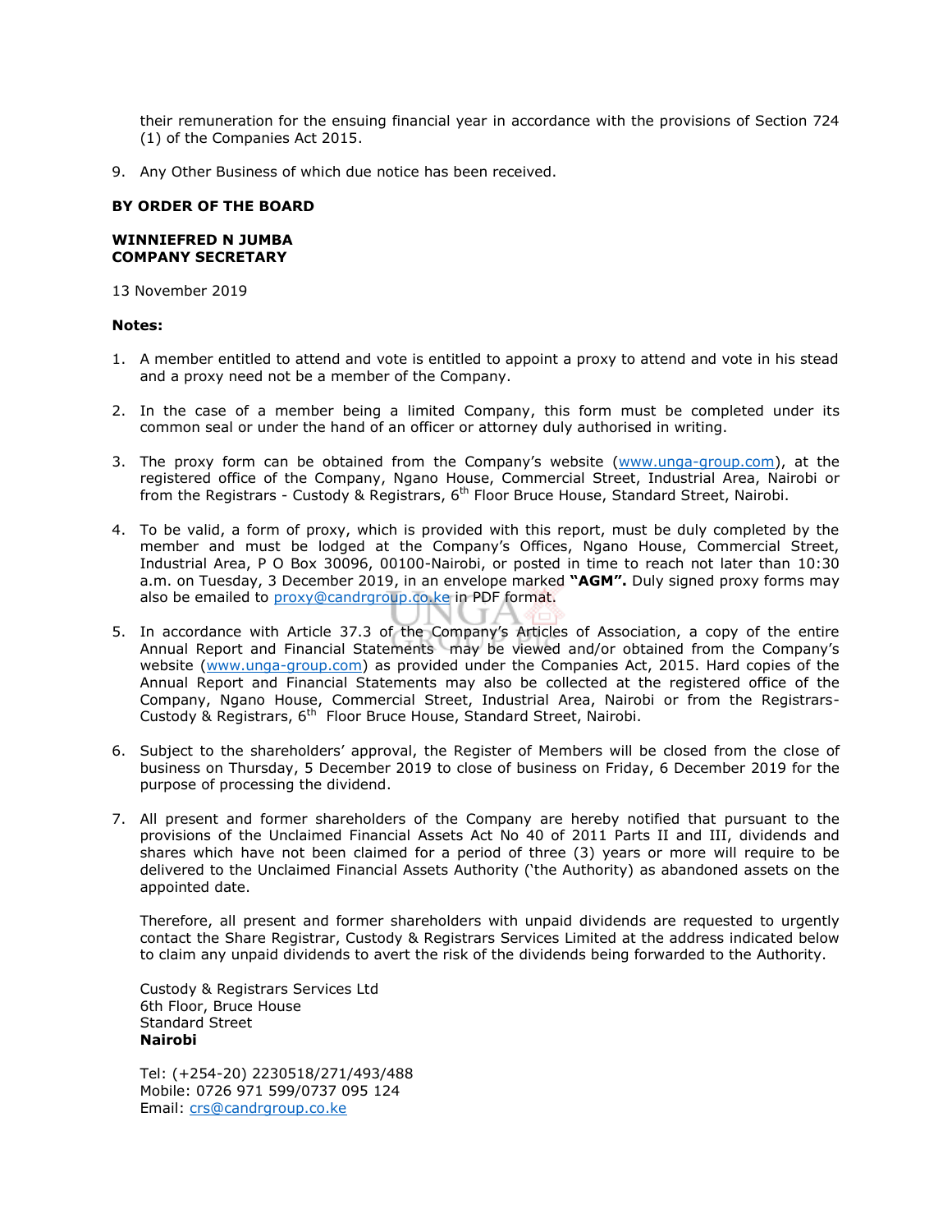their remuneration for the ensuing financial year in accordance with the provisions of Section 724 (1) of the Companies Act 2015.

9. Any Other Business of which due notice has been received.

**BY ORDER OF THE BOARD**

**WINNIEFRED N JUMBA**
**COMPANY SECRETARY**

13 November 2019

**Notes:**

1. A member entitled to attend and vote is entitled to appoint a proxy to attend and vote in his stead and a proxy need not be a member of the Company.

2. In the case of a member being a limited Company, this form must be completed under its common seal or under the hand of an officer or attorney duly authorised in writing.

3. The proxy form can be obtained from the Company's website (www.unga-group.com), at the registered office of the Company, Ngano House, Commercial Street, Industrial Area, Nairobi or from the Registrars - Custody & Registrars, 6th Floor Bruce House, Standard Street, Nairobi.

4. To be valid, a form of proxy, which is provided with this report, must be duly completed by the member and must be lodged at the Company's Offices, Ngano House, Commercial Street, Industrial Area, P O Box 30096, 00100-Nairobi, or posted in time to reach not later than 10:30 a.m. on Tuesday, 3 December 2019, in an envelope marked **"AGM".** Duly signed proxy forms may also be emailed to proxy@candrgroup.co.ke in PDF format.

5. In accordance with Article 37.3 of the Company's Articles of Association, a copy of the entire Annual Report and Financial Statements may be viewed and/or obtained from the Company's website (www.unga-group.com) as provided under the Companies Act, 2015. Hard copies of the Annual Report and Financial Statements may also be collected at the registered office of the Company, Ngano House, Commercial Street, Industrial Area, Nairobi or from the Registrars-Custody & Registrars, 6th Floor Bruce House, Standard Street, Nairobi.

6. Subject to the shareholders' approval, the Register of Members will be closed from the close of business on Thursday, 5 December 2019 to close of business on Friday, 6 December 2019 for the purpose of processing the dividend.

7. All present and former shareholders of the Company are hereby notified that pursuant to the provisions of the Unclaimed Financial Assets Act No 40 of 2011 Parts II and III, dividends and shares which have not been claimed for a period of three (3) years or more will require to be delivered to the Unclaimed Financial Assets Authority ('the Authority) as abandoned assets on the appointed date.

   Therefore, all present and former shareholders with unpaid dividends are requested to urgently contact the Share Registrar, Custody & Registrars Services Limited at the address indicated below to claim any unpaid dividends to avert the risk of the dividends being forwarded to the Authority.

   Custody & Registrars Services Ltd
   6th Floor, Bruce House
   Standard Street
   **Nairobi**

   Tel: (+254-20) 2230518/271/493/488
   Mobile: 0726 971 599/0737 095 124
   Email: crs@candrgroup.co.ke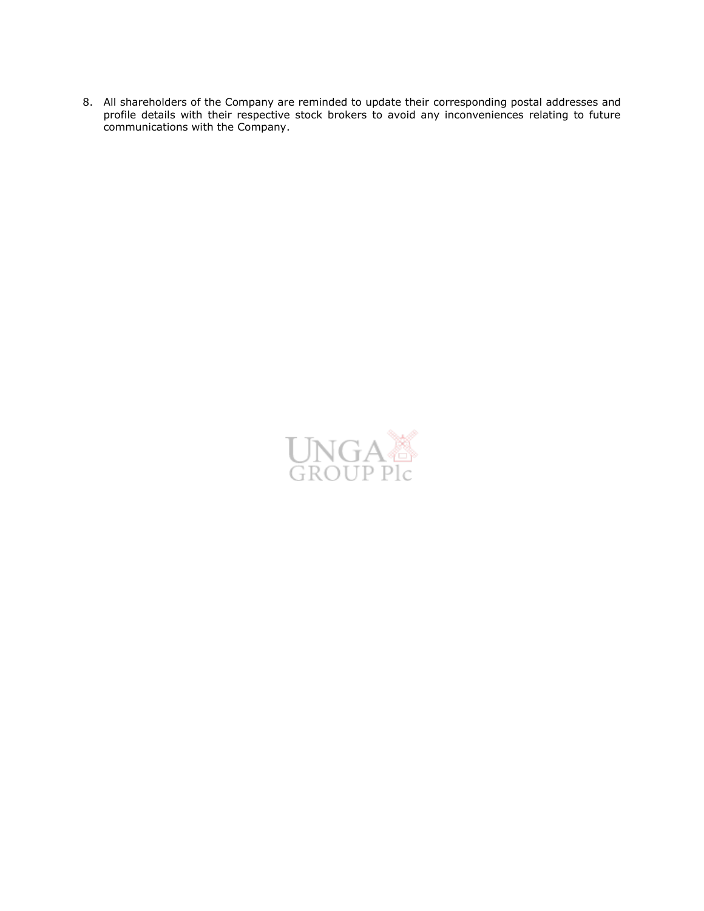8. All shareholders of the Company are reminded to update their corresponding postal addresses and profile details with their respective stock brokers to avoid any inconveniences relating to future communications with the Company.